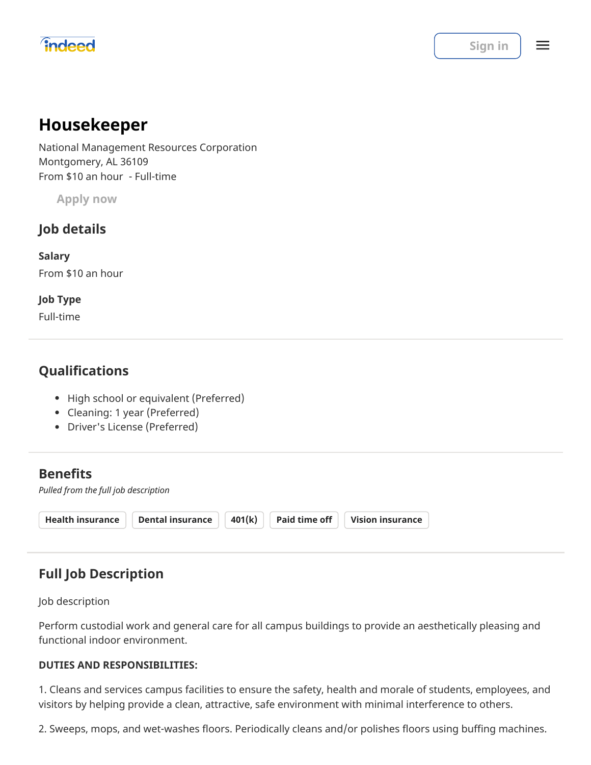indeed

Sign in

# Housekeeper

National Management Resources Corporation
Montgomery, AL 36109
From $10 an hour - Full-time

Apply now

## Job details

**Salary**

From $10 an hour

**Job Type**

Full-time

## Qualifications

- High school or equivalent (Preferred)
- Cleaning: 1 year (Preferred)
- Driver's License (Preferred)

## Benefits

*Pulled from the full job description*

**Health insurance** | **Dental insurance** | **401(k)** | **Paid time off** | **Vision insurance**

## Full Job Description

Job description

Perform custodial work and general care for all campus buildings to provide an aesthetically pleasing and functional indoor environment.

**DUTIES AND RESPONSIBILITIES:**

1. Cleans and services campus facilities to ensure the safety, health and morale of students, employees, and visitors by helping provide a clean, attractive, safe environment with minimal interference to others.

2. Sweeps, mops, and wet-washes floors. Periodically cleans and/or polishes floors using buffing machines.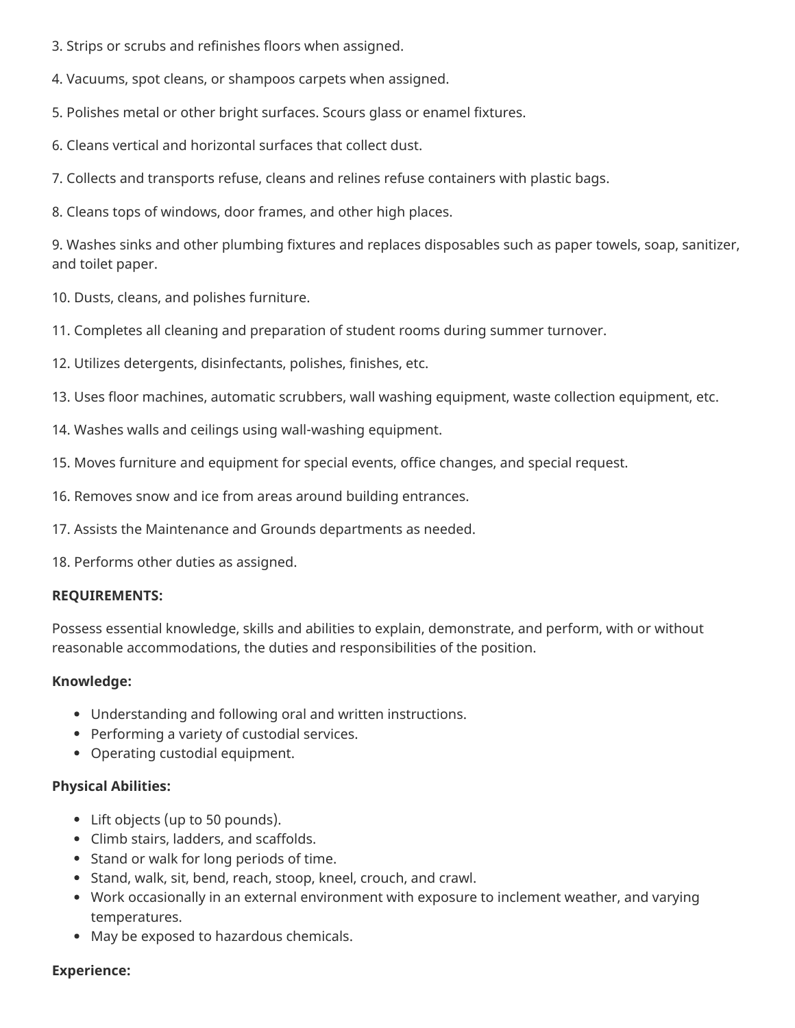3. Strips or scrubs and refinishes floors when assigned.

4. Vacuums, spot cleans, or shampoos carpets when assigned.

5. Polishes metal or other bright surfaces. Scours glass or enamel fixtures.

6. Cleans vertical and horizontal surfaces that collect dust.

7. Collects and transports refuse, cleans and relines refuse containers with plastic bags.

8. Cleans tops of windows, door frames, and other high places.

9. Washes sinks and other plumbing fixtures and replaces disposables such as paper towels, soap, sanitizer, and toilet paper.

10. Dusts, cleans, and polishes furniture.

11. Completes all cleaning and preparation of student rooms during summer turnover.

12. Utilizes detergents, disinfectants, polishes, finishes, etc.

13. Uses floor machines, automatic scrubbers, wall washing equipment, waste collection equipment, etc.

14. Washes walls and ceilings using wall-washing equipment.

15. Moves furniture and equipment for special events, office changes, and special request.

16. Removes snow and ice from areas around building entrances.

17. Assists the Maintenance and Grounds departments as needed.

18. Performs other duties as assigned.

**REQUIREMENTS:**

Possess essential knowledge, skills and abilities to explain, demonstrate, and perform, with or without reasonable accommodations, the duties and responsibilities of the position.

**Knowledge:**

- Understanding and following oral and written instructions.
- Performing a variety of custodial services.
- Operating custodial equipment.

**Physical Abilities:**

- Lift objects (up to 50 pounds).
- Climb stairs, ladders, and scaffolds.
- Stand or walk for long periods of time.
- Stand, walk, sit, bend, reach, stoop, kneel, crouch, and crawl.
- Work occasionally in an external environment with exposure to inclement weather, and varying temperatures.
- May be exposed to hazardous chemicals.

**Experience:**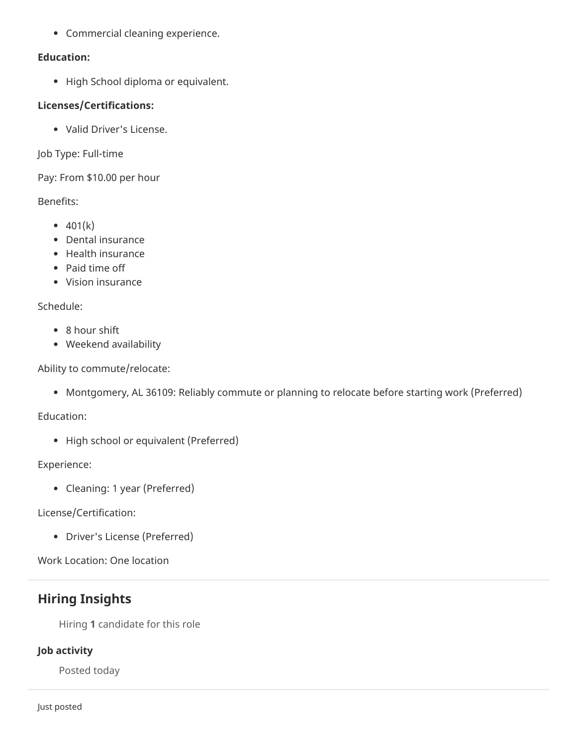- Commercial cleaning experience.

**Education:**

- High School diploma or equivalent.

**Licenses/Certifications:**

- Valid Driver's License.

Job Type: Full-time

Pay: From $10.00 per hour

Benefits:

- 401(k)
- Dental insurance
- Health insurance
- Paid time off
- Vision insurance

Schedule:

- 8 hour shift
- Weekend availability

Ability to commute/relocate:

- Montgomery, AL 36109: Reliably commute or planning to relocate before starting work (Preferred)

Education:

- High school or equivalent (Preferred)

Experience:

- Cleaning: 1 year (Preferred)

License/Certification:

- Driver's License (Preferred)

Work Location: One location

## Hiring Insights

Hiring **1** candidate for this role

**Job activity**

Posted today

Just posted